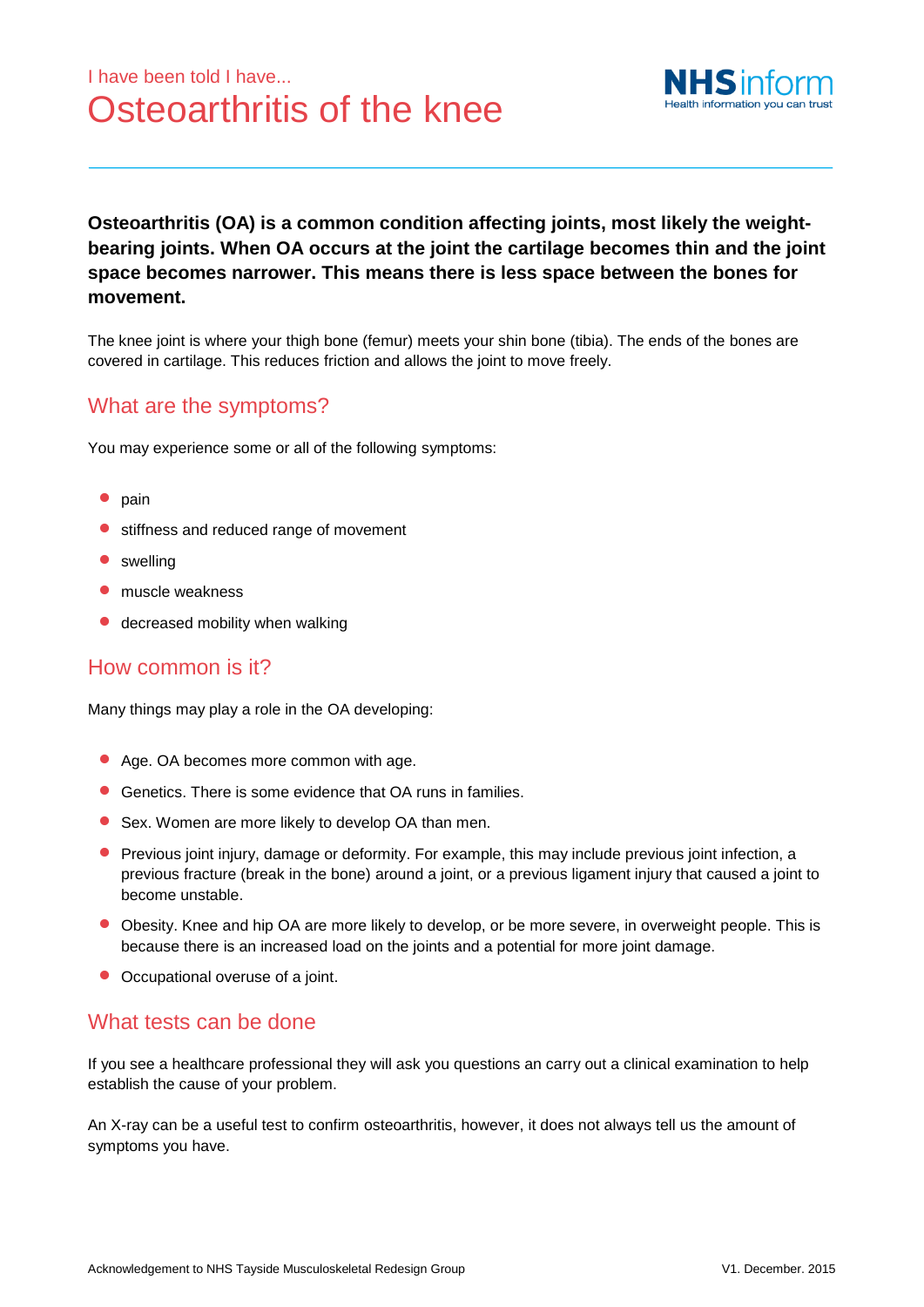I have been told I have...

# Osteoarthritis of the knee

**Osteoarthritis (OA) is a common condition affecting joints, most likely the weight-bearing joints. When OA occurs at the joint the cartilage becomes thin and the joint space becomes narrower. This means there is less space between the bones for movement.**

The knee joint is where your thigh bone (femur) meets your shin bone (tibia). The ends of the bones are covered in cartilage. This reduces friction and allows the joint to move freely.

## What are the symptoms?

You may experience some or all of the following symptoms:

- pain
- stiffness and reduced range of movement
- swelling
- muscle weakness
- decreased mobility when walking

## How common is it?

Many things may play a role in the OA developing:

- Age. OA becomes more common with age.
- Genetics. There is some evidence that OA runs in families.
- Sex. Women are more likely to develop OA than men.
- Previous joint injury, damage or deformity. For example, this may include previous joint infection, a previous fracture (break in the bone) around a joint, or a previous ligament injury that caused a joint to become unstable.
- Obesity. Knee and hip OA are more likely to develop, or be more severe, in overweight people. This is because there is an increased load on the joints and a potential for more joint damage.
- Occupational overuse of a joint.

## What tests can be done

If you see a healthcare professional they will ask you questions an carry out a clinical examination to help establish the cause of your problem.

An X-ray can be a useful test to confirm osteoarthritis, however, it does not always tell us the amount of symptoms you have.

Acknowledgement to NHS Tayside Musculoskeletal Redesign Group

V1. December. 2015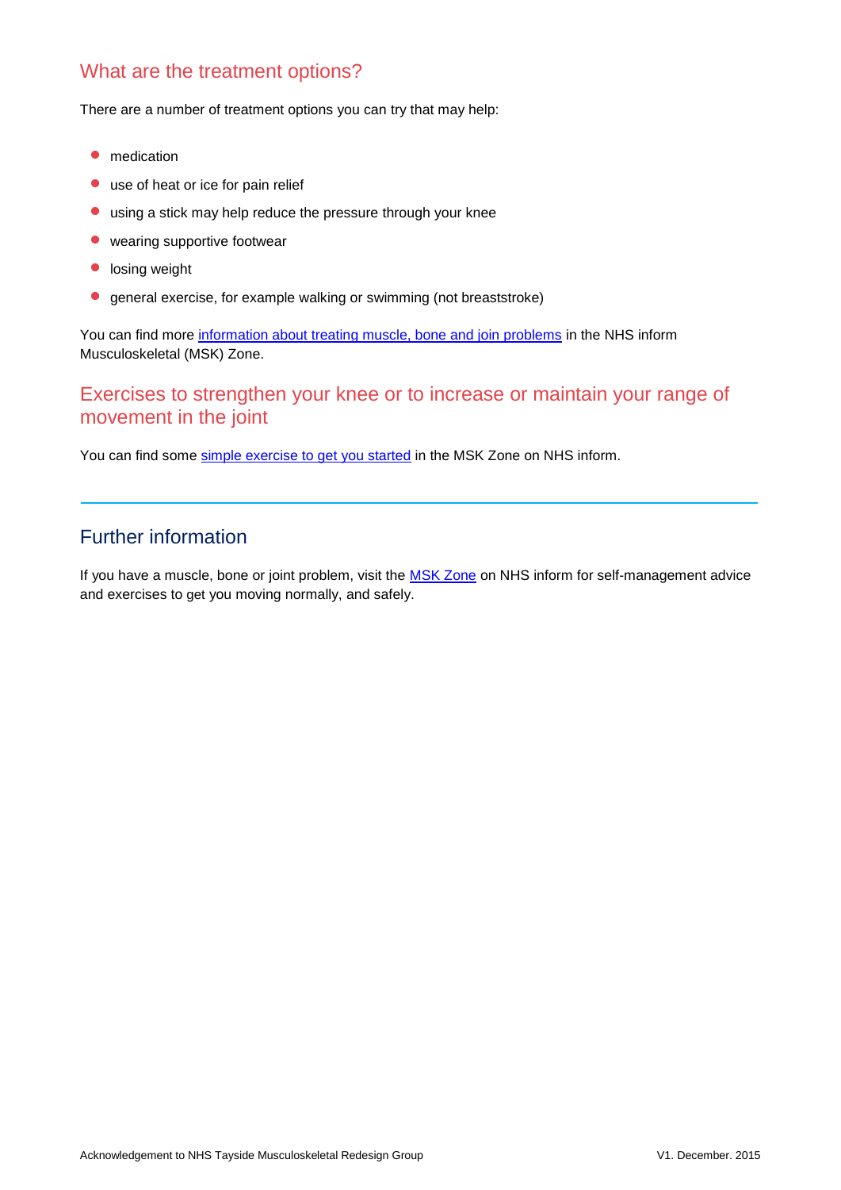## What are the treatment options?

There are a number of treatment options you can try that may help:

- medication
- use of heat or ice for pain relief
- using a stick may help reduce the pressure through your knee
- wearing supportive footwear
- losing weight
- general exercise, for example walking or swimming (not breaststroke)

You can find more information about treating muscle, bone and join problems in the NHS inform Musculoskeletal (MSK) Zone.

## Exercises to strengthen your knee or to increase or maintain your range of movement in the joint

You can find some simple exercise to get you started in the MSK Zone on NHS inform.

---

## Further information

If you have a muscle, bone or joint problem, visit the MSK Zone on NHS inform for self-management advice and exercises to get you moving normally, and safely.

Acknowledgement to NHS Tayside Musculoskeletal Redesign Group

V1. December. 2015